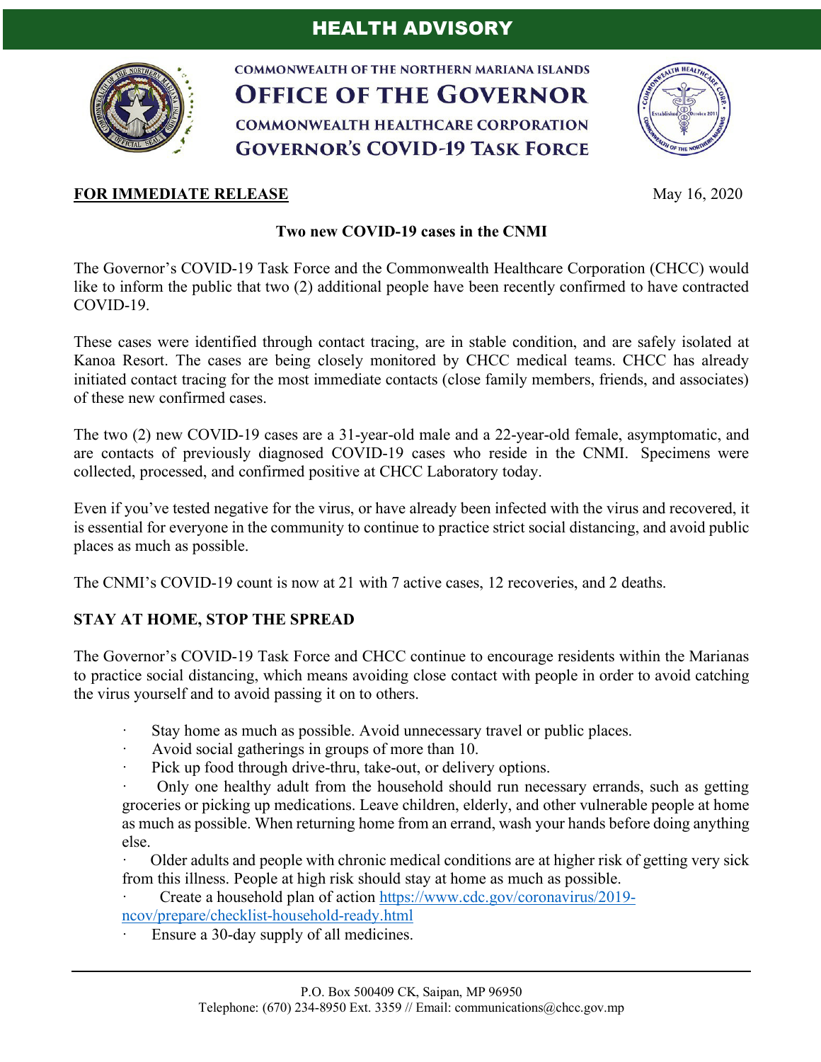# HEALTH ADVISORY

COMMONWEALTH OF THE NORTHERN MARIANA ISLANDS
**OFFICE OF THE GOVERNOR**
COMMONWEALTH HEALTHCARE CORPORATION
**GOVERNOR'S COVID-19 TASK FORCE**

**FOR IMMEDIATE RELEASE** May 16, 2020

**Two new COVID-19 cases in the CNMI**

The Governor's COVID-19 Task Force and the Commonwealth Healthcare Corporation (CHCC) would like to inform the public that two (2) additional people have been recently confirmed to have contracted COVID-19.

These cases were identified through contact tracing, are in stable condition, and are safely isolated at Kanoa Resort. The cases are being closely monitored by CHCC medical teams. CHCC has already initiated contact tracing for the most immediate contacts (close family members, friends, and associates) of these new confirmed cases.

The two (2) new COVID-19 cases are a 31-year-old male and a 22-year-old female, asymptomatic, and are contacts of previously diagnosed COVID-19 cases who reside in the CNMI. Specimens were collected, processed, and confirmed positive at CHCC Laboratory today.

Even if you've tested negative for the virus, or have already been infected with the virus and recovered, it is essential for everyone in the community to continue to practice strict social distancing, and avoid public places as much as possible.

The CNMI's COVID-19 count is now at 21 with 7 active cases, 12 recoveries, and 2 deaths.

## STAY AT HOME, STOP THE SPREAD

The Governor's COVID-19 Task Force and CHCC continue to encourage residents within the Marianas to practice social distancing, which means avoiding close contact with people in order to avoid catching the virus yourself and to avoid passing it on to others.

- Stay home as much as possible. Avoid unnecessary travel or public places.
- Avoid social gatherings in groups of more than 10.
- Pick up food through drive-thru, take-out, or delivery options.
- Only one healthy adult from the household should run necessary errands, such as getting groceries or picking up medications. Leave children, elderly, and other vulnerable people at home as much as possible. When returning home from an errand, wash your hands before doing anything else.
- Older adults and people with chronic medical conditions are at higher risk of getting very sick from this illness. People at high risk should stay at home as much as possible.
- Create a household plan of action https://www.cdc.gov/coronavirus/2019-ncov/prepare/checklist-household-ready.html
- Ensure a 30-day supply of all medicines.

P.O. Box 500409 CK, Saipan, MP 96950
Telephone: (670) 234-8950 Ext. 3359 // Email: communications@chcc.gov.mp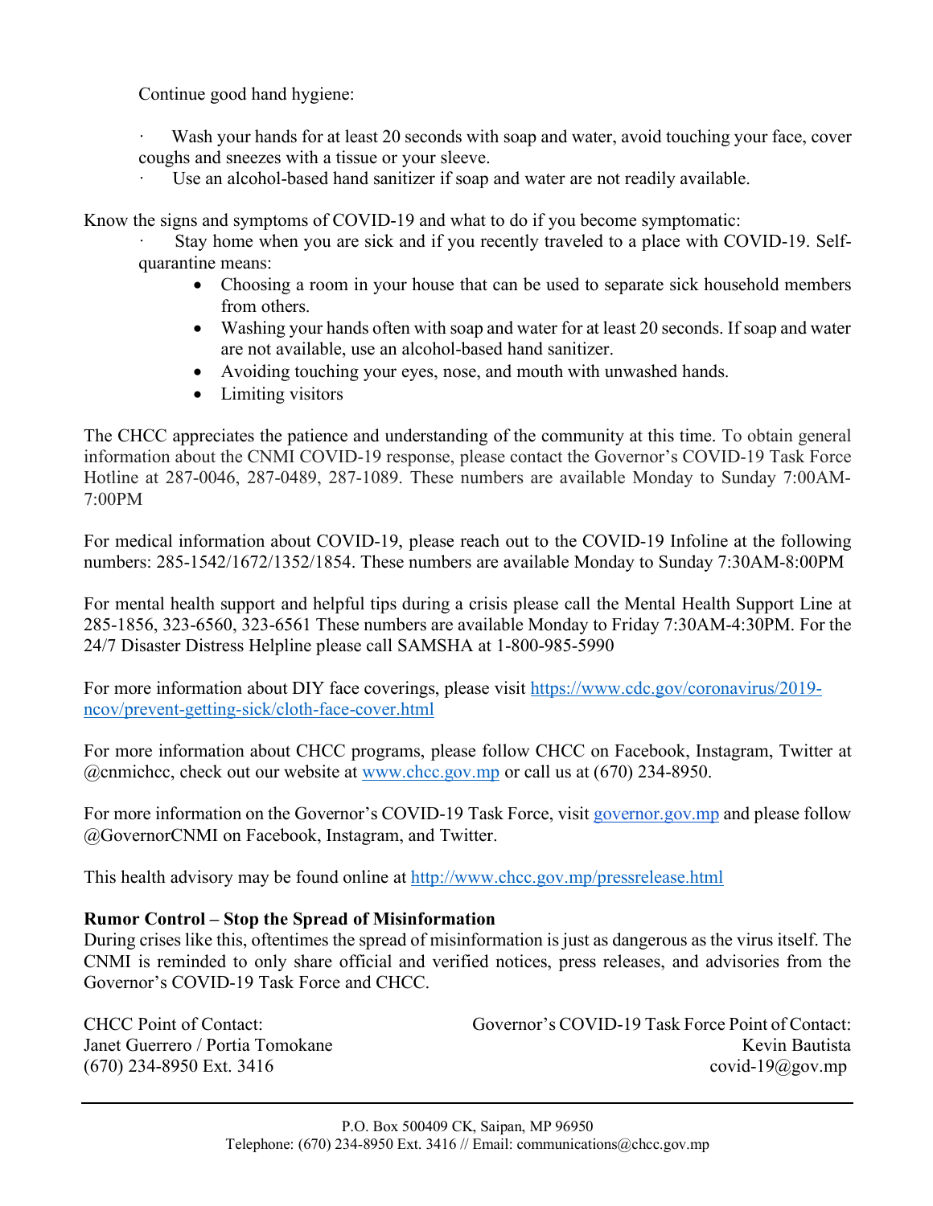Continue good hand hygiene:

- Wash your hands for at least 20 seconds with soap and water, avoid touching your face, cover coughs and sneezes with a tissue or your sleeve.
- Use an alcohol-based hand sanitizer if soap and water are not readily available.

Know the signs and symptoms of COVID-19 and what to do if you become symptomatic:

- Stay home when you are sick and if you recently traveled to a place with COVID-19. Self-quarantine means:
  - Choosing a room in your house that can be used to separate sick household members from others.
  - Washing your hands often with soap and water for at least 20 seconds. If soap and water are not available, use an alcohol-based hand sanitizer.
  - Avoiding touching your eyes, nose, and mouth with unwashed hands.
  - Limiting visitors

The CHCC appreciates the patience and understanding of the community at this time. To obtain general information about the CNMI COVID-19 response, please contact the Governor's COVID-19 Task Force Hotline at 287-0046, 287-0489, 287-1089. These numbers are available Monday to Sunday 7:00AM-7:00PM

For medical information about COVID-19, please reach out to the COVID-19 Infoline at the following numbers: 285-1542/1672/1352/1854. These numbers are available Monday to Sunday 7:30AM-8:00PM

For mental health support and helpful tips during a crisis please call the Mental Health Support Line at 285-1856, 323-6560, 323-6561 These numbers are available Monday to Friday 7:30AM-4:30PM. For the 24/7 Disaster Distress Helpline please call SAMSHA at 1-800-985-5990

For more information about DIY face coverings, please visit [https://www.cdc.gov/coronavirus/2019-ncov/prevent-getting-sick/cloth-face-cover.html](https://www.cdc.gov/coronavirus/2019-ncov/prevent-getting-sick/cloth-face-cover.html)

For more information about CHCC programs, please follow CHCC on Facebook, Instagram, Twitter at @cnmichcc, check out our website at [www.chcc.gov.mp](http://www.chcc.gov.mp) or call us at (670) 234-8950.

For more information on the Governor's COVID-19 Task Force, visit [governor.gov.mp](http://governor.gov.mp) and please follow @GovernorCNMI on Facebook, Instagram, and Twitter.

This health advisory may be found online at [http://www.chcc.gov.mp/pressrelease.html](http://www.chcc.gov.mp/pressrelease.html)

**Rumor Control – Stop the Spread of Misinformation**

During crises like this, oftentimes the spread of misinformation is just as dangerous as the virus itself. The CNMI is reminded to only share official and verified notices, press releases, and advisories from the Governor's COVID-19 Task Force and CHCC.

CHCC Point of Contact:
Janet Guerrero / Portia Tomokane
(670) 234-8950 Ext. 3416

Governor's COVID-19 Task Force Point of Contact:
Kevin Bautista
covid-19@gov.mp

P.O. Box 500409 CK, Saipan, MP 96950
Telephone: (670) 234-8950 Ext. 3416 // Email: communications@chcc.gov.mp